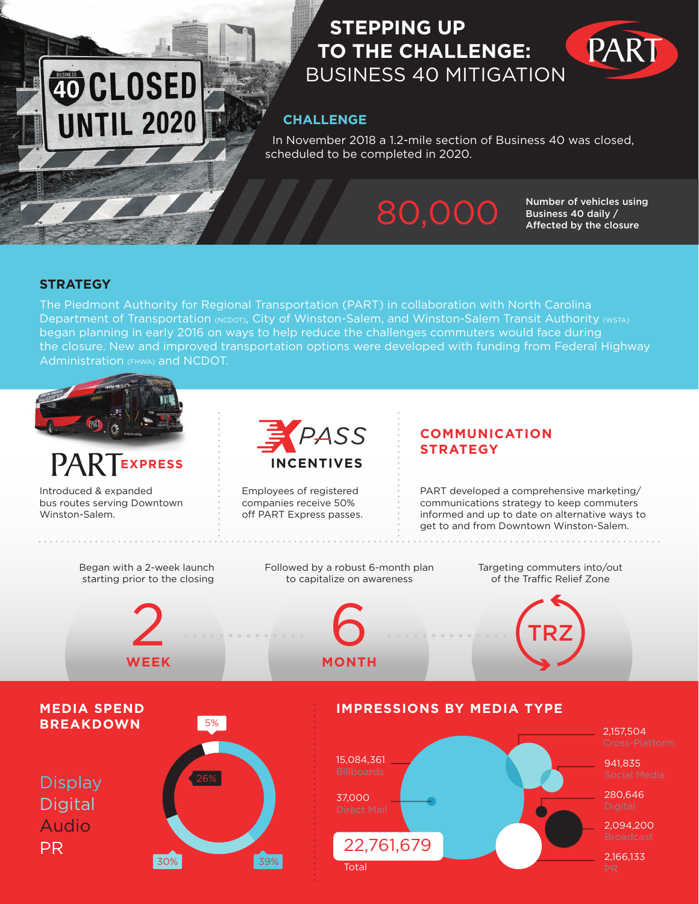# STEPPING UP TO THE CHALLENGE: BUSINESS 40 MITIGATION

PART

BUSINESS 40 CLOSED UNTIL 2020

## CHALLENGE

In November 2018 a 1.2-mile section of Business 40 was closed, scheduled to be completed in 2020.

**80,000** Number of vehicles using Business 40 daily / Affected by the closure

## STRATEGY

The Piedmont Authority for Regional Transportation (PART) in collaboration with North Carolina Department of Transportation (NCDOT), City of Winston-Salem, and Winston-Salem Transit Authority (WSTA) began planning in early 2016 on ways to help reduce the challenges commuters would face during the closure. New and improved transportation options were developed with funding from Federal Highway Administration (FHWA) and NCDOT.

### PART EXPRESS

Introduced & expanded bus routes serving Downtown Winston-Salem.

### XPASS INCENTIVES

Employees of registered companies receive 50% off PART Express passes.

### COMMUNICATION STRATEGY

PART developed a comprehensive marketing/communications strategy to keep commuters informed and up to date on alternative ways to get to and from Downtown Winston-Salem.

Began with a 2-week launch starting prior to the closing

**2 WEEK**

Followed by a robust 6-month plan to capitalize on awareness

**6 MONTH**

Targeting commuters into/out of the Traffic Relief Zone

**TRZ**

## MEDIA SPEND BREAKDOWN

Display
Digital
Audio
PR

5%
26%
30%
39%

## IMPRESSIONS BY MEDIA TYPE

15,084,361 Billboards
37,000 Direct Mail
2,157,504 Cross-Platform
941,835 Social Media
280,646 Digital
2,094,200 Broadcast
2,166,133 PR

22,761,679 Total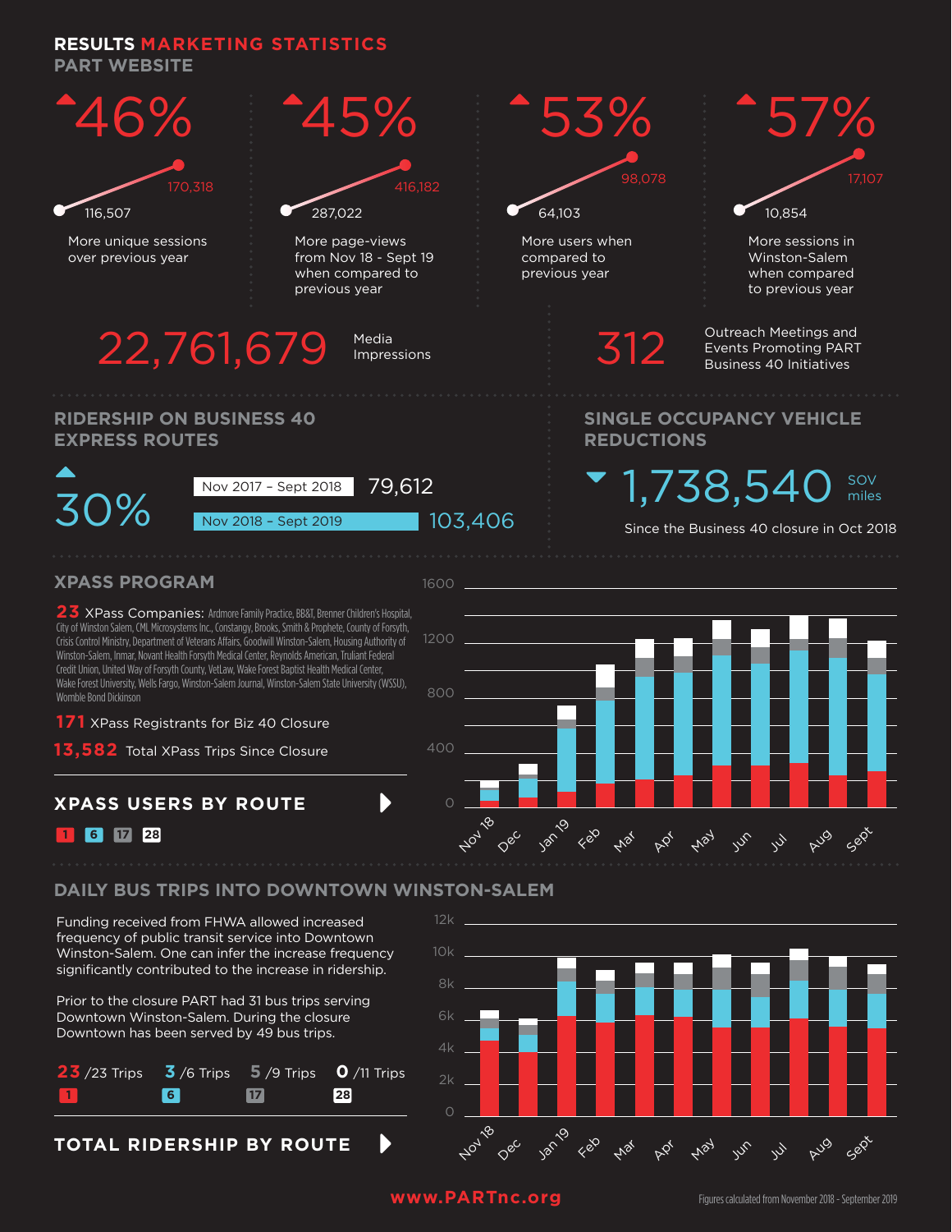# RESULTS MARKETING STATISTICS

## PART WEBSITE

**46%**
116,507 → 170,318
More unique sessions over previous year

**45%**
287,022 → 416,182
More page-views from Nov 18 - Sept 19 when compared to previous year

**53%**
64,103 → 98,078
More users when compared to previous year

**57%**
10,854 → 17,107
More sessions in Winston-Salem when compared to previous year

**22,761,679** Media Impressions

**312** Outreach Meetings and Events Promoting PART Business 40 Initiatives

## RIDERSHIP ON BUSINESS 40 EXPRESS ROUTES

**30%**

Nov 2017 – Sept 2018 79,612

Nov 2018 – Sept 2019 103,406

## SINGLE OCCUPANCY VEHICLE REDUCTIONS

**1,738,540** SOV miles

Since the Business 40 closure in Oct 2018

## XPASS PROGRAM

**23** XPass Companies: Ardmore Family Practice, BB&T, Brenner Children's Hospital, City of Winston Salem, CML Microsystems Inc., Constangy, Brooks, Smith & Prophete, County of Forsyth, Crisis Control Ministry, Department of Veterans Affairs, Goodwill Winston-Salem, Housing Authority of Winston-Salem, Inmar, Novant Health Forsyth Medical Center, Reynolds American, Truliant Federal Credit Union, United Way of Forsyth County, VetLaw, Wake Forest Baptist Health Medical Center, Wake Forest University, Wells Fargo, Winston-Salem Journal, Winston-Salem State University (WSSU), Womble Bond Dickinson

**171** XPass Registrants for Biz 40 Closure

**13,582** Total XPass Trips Since Closure

### XPASS USERS BY ROUTE

1 6 17 28

1600
1200
800
400
0
Nov 18 Dec Jan 19 Feb Mar Apr May Jun Jul Aug Sept

## DAILY BUS TRIPS INTO DOWNTOWN WINSTON-SALEM

Funding received from FHWA allowed increased frequency of public transit service into Downtown Winston-Salem. One can infer the increase frequency significantly contributed to the increase in ridership.

Prior to the closure PART had 31 bus trips serving Downtown Winston-Salem. During the closure Downtown has been served by 49 bus trips.

**23** /23 Trips (1) **3** /6 Trips (6) **5** /9 Trips (17) **0** /11 Trips (28)

### TOTAL RIDERSHIP BY ROUTE

12k
10k
8k
6k
4k
2k
0
Nov 18 Dec Jan 19 Feb Mar Apr May Jun Jul Aug Sept

www.PARTnc.org

Figures calculated from November 2018 - September 2019